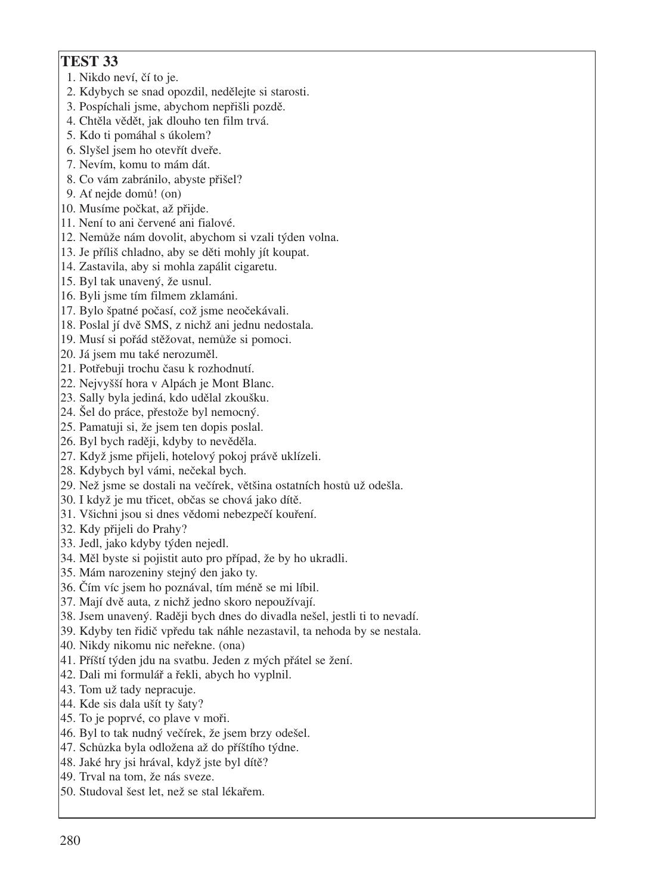# TEST 33

1. Nikdo neví, čí to je.
2. Kdybych se snad opozdil, nedělejte si starosti.
3. Pospíchali jsme, abychom nepřišli pozdě.
4. Chtěla vědět, jak dlouho ten film trvá.
5. Kdo ti pomáhal s úkolem?
6. Slyšel jsem ho otevřít dveře.
7. Nevím, komu to mám dát.
8. Co vám zabránilo, abyste přišel?
9. Ať nejde domů! (on)
10. Musíme počkat, až přijde.
11. Není to ani červené ani fialové.
12. Nemůže nám dovolit, abychom si vzali týden volna.
13. Je příliš chladno, aby se děti mohly jít koupat.
14. Zastavila, aby si mohla zapálit cigaretu.
15. Byl tak unavený, že usnul.
16. Byli jsme tím filmem zklamáni.
17. Bylo špatné počasí, což jsme neočekávali.
18. Poslal jí dvě SMS, z nichž ani jednu nedostala.
19. Musí si pořád stěžovat, nemůže si pomoci.
20. Já jsem mu také nerozuměl.
21. Potřebuji trochu času k rozhodnutí.
22. Nejvyšší hora v Alpách je Mont Blanc.
23. Sally byla jediná, kdo udělal zkoušku.
24. Šel do práce, přestože byl nemocný.
25. Pamatuji si, že jsem ten dopis poslal.
26. Byl bych raději, kdyby to nevěděla.
27. Když jsme přijeli, hotelový pokoj právě uklízeli.
28. Kdybych byl vámi, nečekal bych.
29. Než jsme se dostali na večírek, většina ostatních hostů už odešla.
30. I když je mu třicet, občas se chová jako dítě.
31. Všichni jsou si dnes vědomi nebezpečí kouření.
32. Kdy přijeli do Prahy?
33. Jedl, jako kdyby týden nejedl.
34. Měl byste si pojistit auto pro případ, že by ho ukradli.
35. Mám narozeniny stejný den jako ty.
36. Čím víc jsem ho poznával, tím méně se mi líbil.
37. Mají dvě auta, z nichž jedno skoro nepoužívají.
38. Jsem unavený. Raději bych dnes do divadla nešel, jestli ti to nevadí.
39. Kdyby ten řidič vpředu tak náhle nezastavil, ta nehoda by se nestala.
40. Nikdy nikomu nic neřekne. (ona)
41. Příští týden jdu na svatbu. Jeden z mých přátel se žení.
42. Dali mi formulář a řekli, abych ho vyplnil.
43. Tom už tady nepracuje.
44. Kde sis dala ušít ty šaty?
45. To je poprvé, co plave v moři.
46. Byl to tak nudný večírek, že jsem brzy odešel.
47. Schůzka byla odložena až do příštího týdne.
48. Jaké hry jsi hrával, když jste byl dítě?
49. Trval na tom, že nás sveze.
50. Studoval šest let, než se stal lékařem.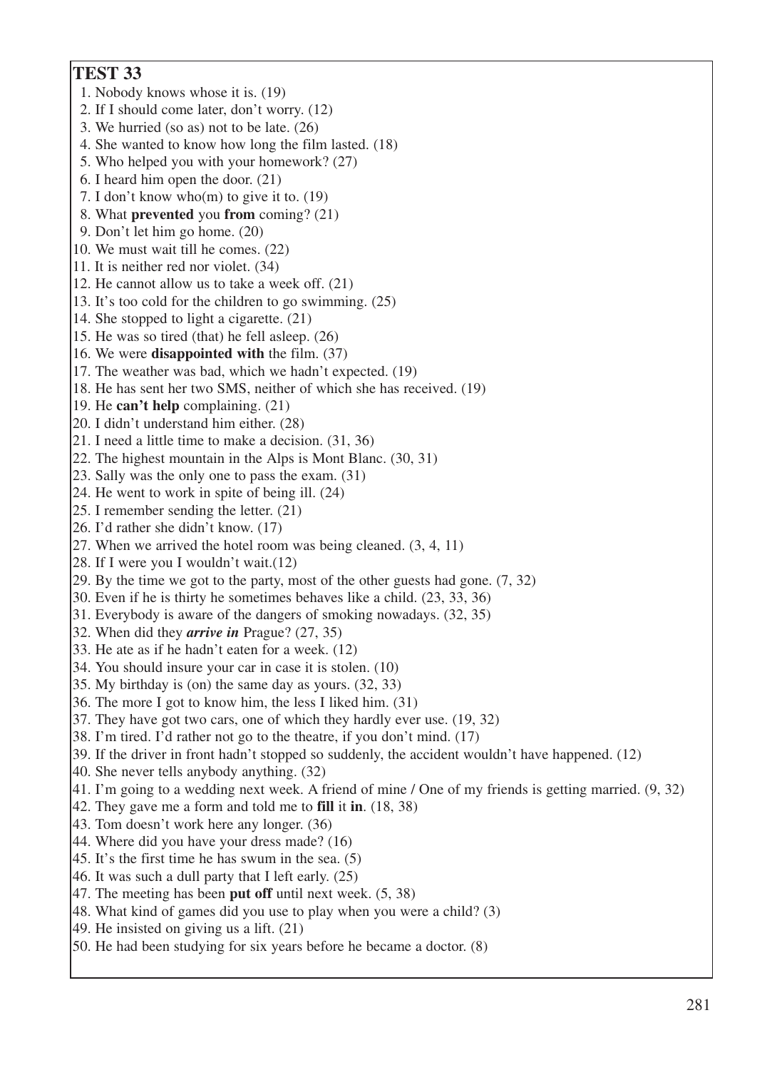## TEST 33

1. Nobody knows whose it is. (19)
2. If I should come later, don't worry. (12)
3. We hurried (so as) not to be late. (26)
4. She wanted to know how long the film lasted. (18)
5. Who helped you with your homework? (27)
6. I heard him open the door. (21)
7. I don't know who(m) to give it to. (19)
8. What **prevented** you **from** coming? (21)
9. Don't let him go home. (20)
10. We must wait till he comes. (22)
11. It is neither red nor violet. (34)
12. He cannot allow us to take a week off. (21)
13. It's too cold for the children to go swimming. (25)
14. She stopped to light a cigarette. (21)
15. He was so tired (that) he fell asleep. (26)
16. We were **disappointed with** the film. (37)
17. The weather was bad, which we hadn't expected. (19)
18. He has sent her two SMS, neither of which she has received. (19)
19. He **can't help** complaining. (21)
20. I didn't understand him either. (28)
21. I need a little time to make a decision. (31, 36)
22. The highest mountain in the Alps is Mont Blanc. (30, 31)
23. Sally was the only one to pass the exam. (31)
24. He went to work in spite of being ill. (24)
25. I remember sending the letter. (21)
26. I'd rather she didn't know. (17)
27. When we arrived the hotel room was being cleaned. (3, 4, 11)
28. If I were you I wouldn't wait.(12)
29. By the time we got to the party, most of the other guests had gone. (7, 32)
30. Even if he is thirty he sometimes behaves like a child. (23, 33, 36)
31. Everybody is aware of the dangers of smoking nowadays. (32, 35)
32. When did they ***arrive in*** Prague? (27, 35)
33. He ate as if he hadn't eaten for a week. (12)
34. You should insure your car in case it is stolen. (10)
35. My birthday is (on) the same day as yours. (32, 33)
36. The more I got to know him, the less I liked him. (31)
37. They have got two cars, one of which they hardly ever use. (19, 32)
38. I'm tired. I'd rather not go to the theatre, if you don't mind. (17)
39. If the driver in front hadn't stopped so suddenly, the accident wouldn't have happened. (12)
40. She never tells anybody anything. (32)
41. I'm going to a wedding next week. A friend of mine / One of my friends is getting married. (9, 32)
42. They gave me a form and told me to **fill** it **in**. (18, 38)
43. Tom doesn't work here any longer. (36)
44. Where did you have your dress made? (16)
45. It's the first time he has swum in the sea. (5)
46. It was such a dull party that I left early. (25)
47. The meeting has been **put off** until next week. (5, 38)
48. What kind of games did you use to play when you were a child? (3)
49. He insisted on giving us a lift. (21)
50. He had been studying for six years before he became a doctor. (8)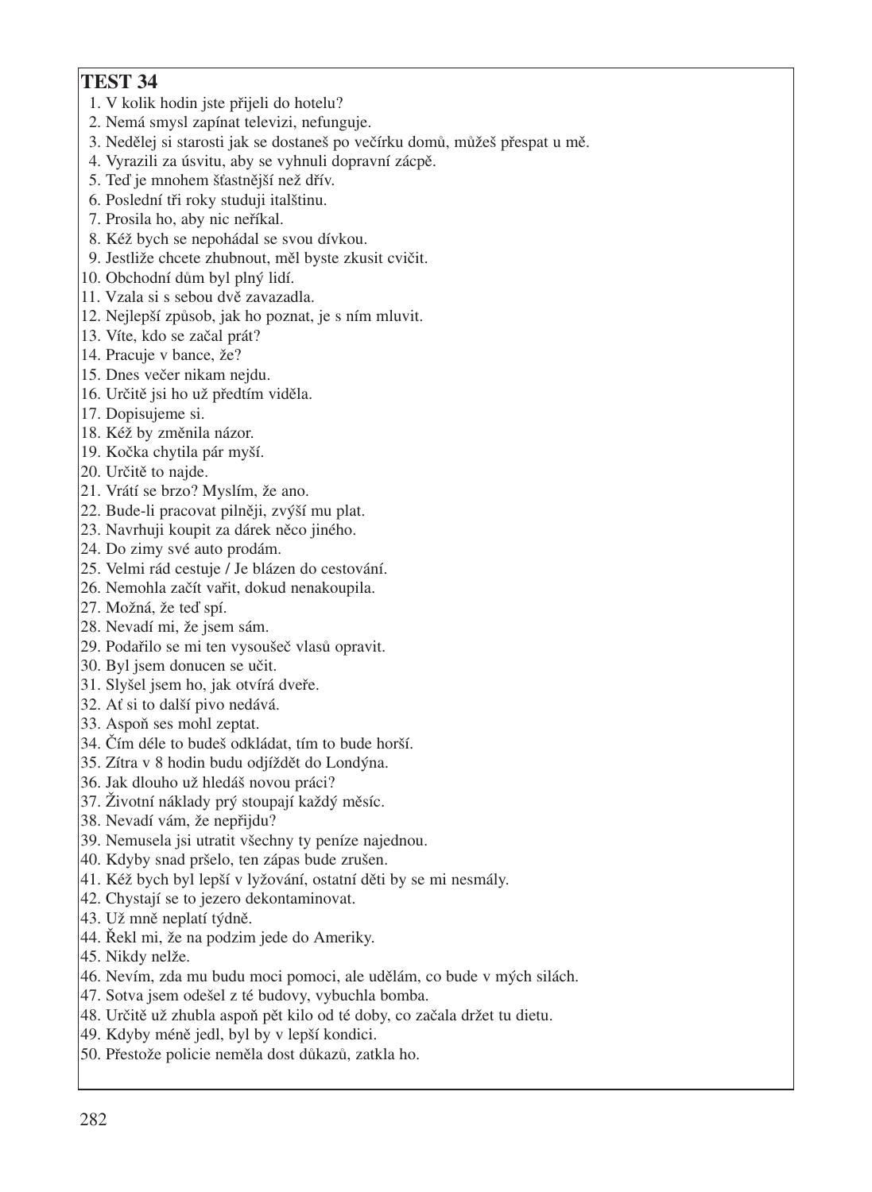# TEST 34

1. V kolik hodin jste přijeli do hotelu?
2. Nemá smysl zapínat televizi, nefunguje.
3. Nedělej si starosti jak se dostaneš po večírku domů, můžeš přespat u mě.
4. Vyrazili za úsvitu, aby se vyhnuli dopravní zácpě.
5. Teď je mnohem šťastnější než dřív.
6. Poslední tři roky studuji italštinu.
7. Prosila ho, aby nic neříkal.
8. Kéž bych se nepohádal se svou dívkou.
9. Jestliže chcete zhubnout, měl byste zkusit cvičit.
10. Obchodní dům byl plný lidí.
11. Vzala si s sebou dvě zavazadla.
12. Nejlepší způsob, jak ho poznat, je s ním mluvit.
13. Víte, kdo se začal prát?
14. Pracuje v bance, že?
15. Dnes večer nikam nejdu.
16. Určitě jsi ho už předtím viděla.
17. Dopisujeme si.
18. Kéž by změnila názor.
19. Kočka chytila pár myší.
20. Určitě to najde.
21. Vrátí se brzo? Myslím, že ano.
22. Bude-li pracovat pilněji, zvýší mu plat.
23. Navrhuji koupit za dárek něco jiného.
24. Do zimy své auto prodám.
25. Velmi rád cestuje / Je blázen do cestování.
26. Nemohla začít vařit, dokud nenakoupila.
27. Možná, že teď spí.
28. Nevadí mi, že jsem sám.
29. Podařilo se mi ten vysoušeč vlasů opravit.
30. Byl jsem donucen se učit.
31. Slyšel jsem ho, jak otvírá dveře.
32. Ať si to další pivo nedává.
33. Aspoň ses mohl zeptat.
34. Čím déle to budeš odkládat, tím to bude horší.
35. Zítra v 8 hodin budu odjíždět do Londýna.
36. Jak dlouho už hledáš novou práci?
37. Životní náklady prý stoupají každý měsíc.
38. Nevadí vám, že nepřijdu?
39. Nemusela jsi utratit všechny ty peníze najednou.
40. Kdyby snad pršelo, ten zápas bude zrušen.
41. Kéž bych byl lepší v lyžování, ostatní děti by se mi nesmály.
42. Chystají se to jezero dekontaminovat.
43. Už mně neplatí týdně.
44. Řekl mi, že na podzim jede do Ameriky.
45. Nikdy nelže.
46. Nevím, zda mu budu moci pomoci, ale udělám, co bude v mých silách.
47. Sotva jsem odešel z té budovy, vybuchla bomba.
48. Určitě už zhubla aspoň pět kilo od té doby, co začala držet tu dietu.
49. Kdyby méně jedl, byl by v lepší kondici.
50. Přestože policie neměla dost důkazů, zatkla ho.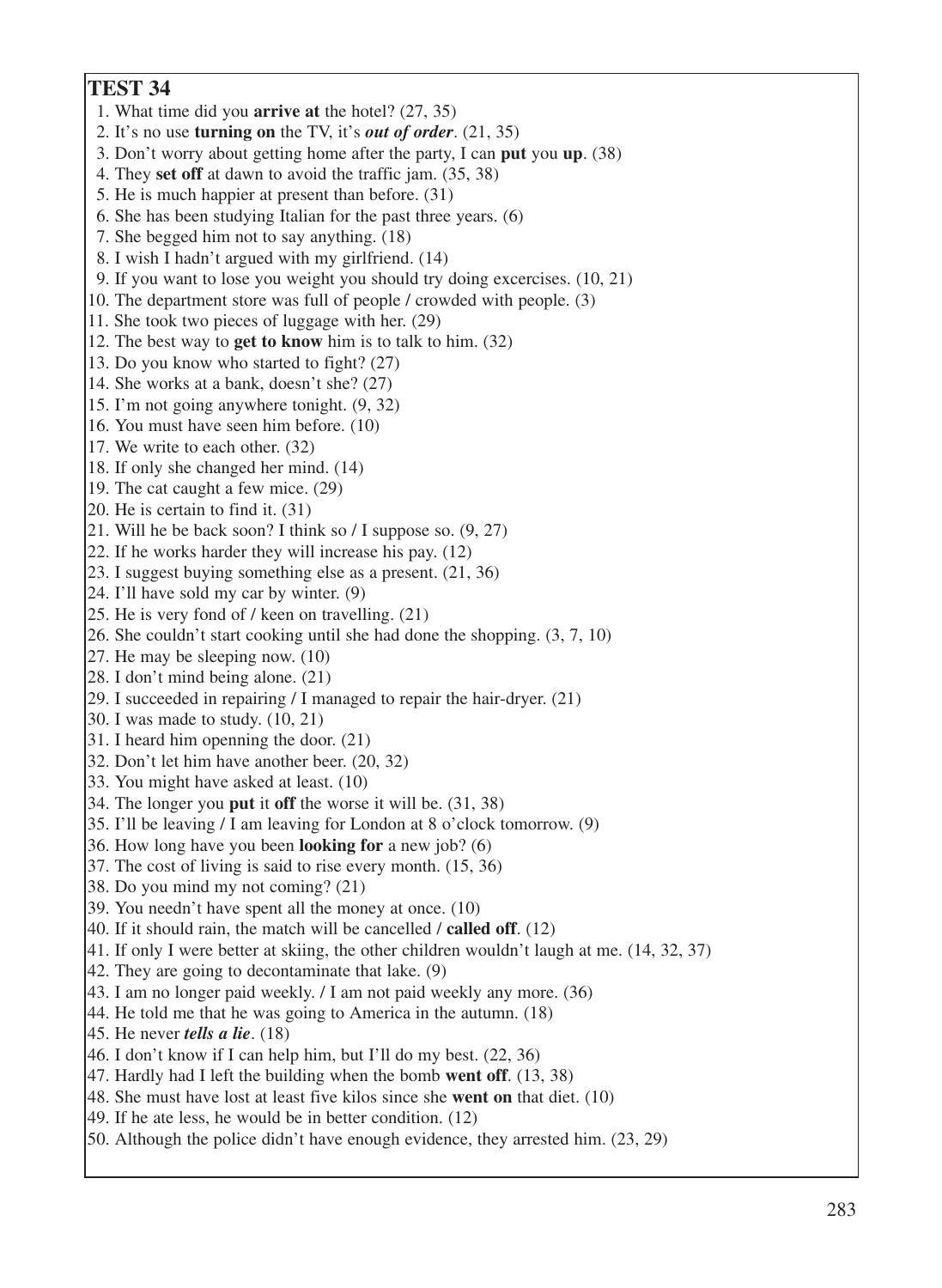## TEST 34

1. What time did you **arrive at** the hotel? (27, 35)
2. It's no use **turning on** the TV, it's ***out of order***. (21, 35)
3. Don't worry about getting home after the party, I can **put** you **up**. (38)
4. They **set off** at dawn to avoid the traffic jam. (35, 38)
5. He is much happier at present than before. (31)
6. She has been studying Italian for the past three years. (6)
7. She begged him not to say anything. (18)
8. I wish I hadn't argued with my girlfriend. (14)
9. If you want to lose you weight you should try doing excercises. (10, 21)
10. The department store was full of people / crowded with people. (3)
11. She took two pieces of luggage with her. (29)
12. The best way to **get to know** him is to talk to him. (32)
13. Do you know who started to fight? (27)
14. She works at a bank, doesn't she? (27)
15. I'm not going anywhere tonight. (9, 32)
16. You must have seen him before. (10)
17. We write to each other. (32)
18. If only she changed her mind. (14)
19. The cat caught a few mice. (29)
20. He is certain to find it. (31)
21. Will he be back soon? I think so / I suppose so. (9, 27)
22. If he works harder they will increase his pay. (12)
23. I suggest buying something else as a present. (21, 36)
24. I'll have sold my car by winter. (9)
25. He is very fond of / keen on travelling. (21)
26. She couldn't start cooking until she had done the shopping. (3, 7, 10)
27. He may be sleeping now. (10)
28. I don't mind being alone. (21)
29. I succeeded in repairing / I managed to repair the hair-dryer. (21)
30. I was made to study. (10, 21)
31. I heard him openning the door. (21)
32. Don't let him have another beer. (20, 32)
33. You might have asked at least. (10)
34. The longer you **put** it **off** the worse it will be. (31, 38)
35. I'll be leaving / I am leaving for London at 8 o'clock tomorrow. (9)
36. How long have you been **looking for** a new job? (6)
37. The cost of living is said to rise every month. (15, 36)
38. Do you mind my not coming? (21)
39. You needn't have spent all the money at once. (10)
40. If it should rain, the match will be cancelled / **called off**. (12)
41. If only I were better at skiing, the other children wouldn't laugh at me. (14, 32, 37)
42. They are going to decontaminate that lake. (9)
43. I am no longer paid weekly. / I am not paid weekly any more. (36)
44. He told me that he was going to America in the autumn. (18)
45. He never ***tells a lie***. (18)
46. I don't know if I can help him, but I'll do my best. (22, 36)
47. Hardly had I left the building when the bomb **went off**. (13, 38)
48. She must have lost at least five kilos since she **went on** that diet. (10)
49. If he ate less, he would be in better condition. (12)
50. Although the police didn't have enough evidence, they arrested him. (23, 29)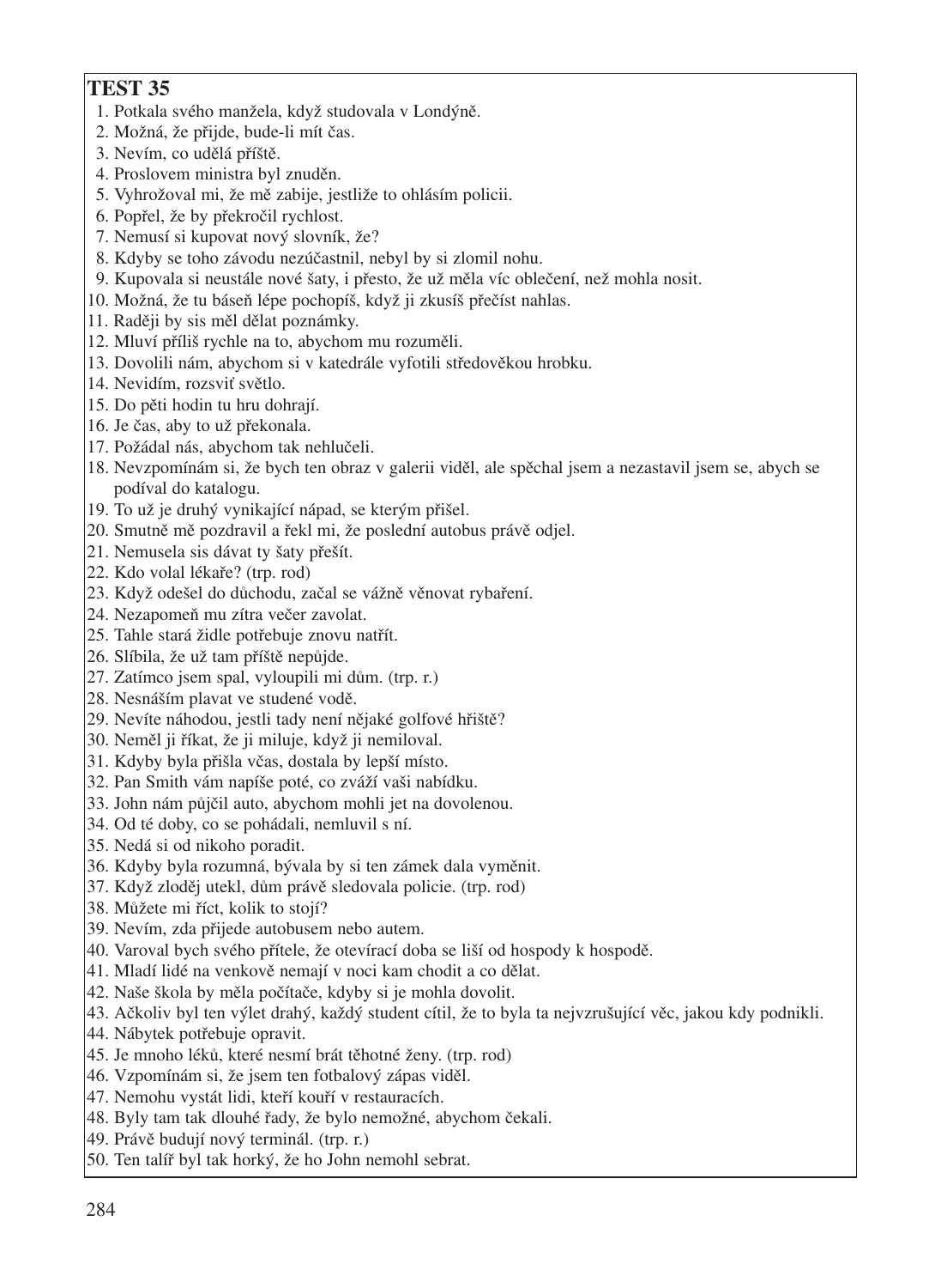# TEST 35

1. Potkala svého manžela, když studovala v Londýně.
2. Možná, že přijde, bude-li mít čas.
3. Nevím, co udělá příště.
4. Proslovem ministra byl znuděn.
5. Vyhrožoval mi, že mě zabije, jestliže to ohlásím policii.
6. Popřel, že by překročil rychlost.
7. Nemusí si kupovat nový slovník, že?
8. Kdyby se toho závodu nezúčastnil, nebyl by si zlomil nohu.
9. Kupovala si neustále nové šaty, i přesto, že už měla víc oblečení, než mohla nosit.
10. Možná, že tu báseň lépe pochopíš, když ji zkusíš přečíst nahlas.
11. Raději by sis měl dělat poznámky.
12. Mluví příliš rychle na to, abychom mu rozuměli.
13. Dovolili nám, abychom si v katedrále vyfotili středověkou hrobku.
14. Nevidím, rozsviť světlo.
15. Do pěti hodin tu hru dohrají.
16. Je čas, aby to už překonala.
17. Požádal nás, abychom tak nehlučeli.
18. Nevzpomínám si, že bych ten obraz v galerii viděl, ale spěchal jsem a nezastavil jsem se, abych se podíval do katalogu.
19. To už je druhý vynikající nápad, se kterým přišel.
20. Smutně mě pozdravil a řekl mi, že poslední autobus právě odjel.
21. Nemusela sis dávat ty šaty přešít.
22. Kdo volal lékaře? (trp. rod)
23. Když odešel do důchodu, začal se vážně věnovat rybaření.
24. Nezapomeň mu zítra večer zavolat.
25. Tahle stará židle potřebuje znovu natřít.
26. Slíbila, že už tam příště nepůjde.
27. Zatímco jsem spal, vyloupili mi dům. (trp. r.)
28. Nesnáším plavat ve studené vodě.
29. Nevíte náhodou, jestli tady není nějaké golfové hřiště?
30. Neměl ji říkat, že ji miluje, když ji nemiloval.
31. Kdyby byla přišla včas, dostala by lepší místo.
32. Pan Smith vám napíše poté, co zváží vaši nabídku.
33. John nám půjčil auto, abychom mohli jet na dovolenou.
34. Od té doby, co se pohádali, nemluvil s ní.
35. Nedá si od nikoho poradit.
36. Kdyby byla rozumná, bývala by si ten zámek dala vyměnit.
37. Když zloděj utekl, dům právě sledovala policie. (trp. rod)
38. Můžete mi říct, kolik to stojí?
39. Nevím, zda přijede autobusem nebo autem.
40. Varoval bych svého přítele, že otevírací doba se liší od hospody k hospodě.
41. Mladí lidé na venkově nemají v noci kam chodit a co dělat.
42. Naše škola by měla počítače, kdyby si je mohla dovolit.
43. Ačkoliv byl ten výlet drahý, každý student cítil, že to byla ta nejvzrušující věc, jakou kdy podnikli.
44. Nábytek potřebuje opravit.
45. Je mnoho léků, které nesmí brát těhotné ženy. (trp. rod)
46. Vzpomínám si, že jsem ten fotbalový zápas viděl.
47. Nemohu vystát lidi, kteří kouří v restauracích.
48. Byly tam tak dlouhé řady, že bylo nemožné, abychom čekali.
49. Právě budují nový terminál. (trp. r.)
50. Ten talíř byl tak horký, že ho John nemohl sebrat.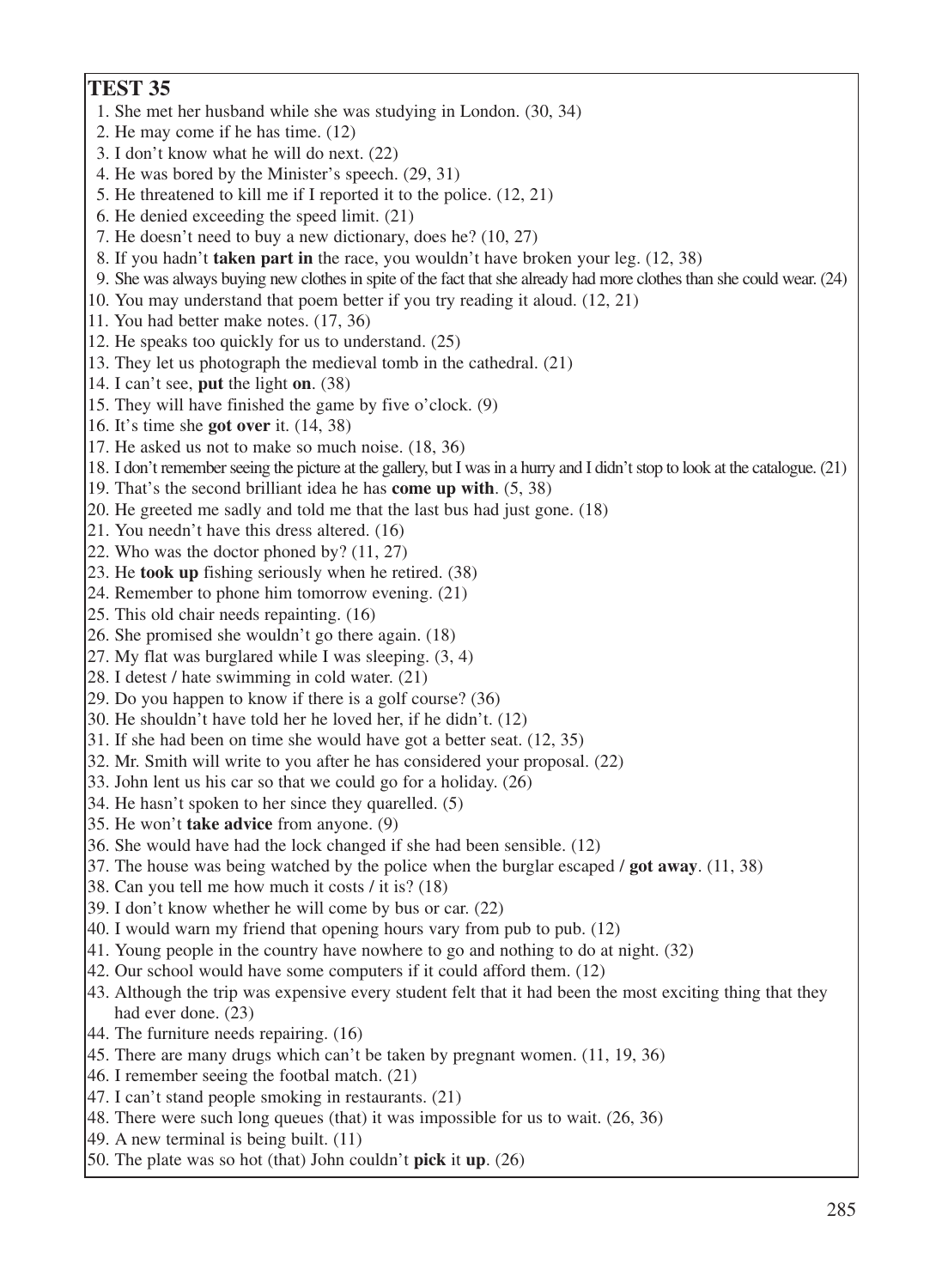## TEST 35

1. She met her husband while she was studying in London. (30, 34)
2. He may come if he has time. (12)
3. I don't know what he will do next. (22)
4. He was bored by the Minister's speech. (29, 31)
5. He threatened to kill me if I reported it to the police. (12, 21)
6. He denied exceeding the speed limit. (21)
7. He doesn't need to buy a new dictionary, does he? (10, 27)
8. If you hadn't **taken part in** the race, you wouldn't have broken your leg. (12, 38)
9. She was always buying new clothes in spite of the fact that she already had more clothes than she could wear. (24)
10. You may understand that poem better if you try reading it aloud. (12, 21)
11. You had better make notes. (17, 36)
12. He speaks too quickly for us to understand. (25)
13. They let us photograph the medieval tomb in the cathedral. (21)
14. I can't see, **put** the light **on**. (38)
15. They will have finished the game by five o'clock. (9)
16. It's time she **got over** it. (14, 38)
17. He asked us not to make so much noise. (18, 36)
18. I don't remember seeing the picture at the gallery, but I was in a hurry and I didn't stop to look at the catalogue. (21)
19. That's the second brilliant idea he has **come up with**. (5, 38)
20. He greeted me sadly and told me that the last bus had just gone. (18)
21. You needn't have this dress altered. (16)
22. Who was the doctor phoned by? (11, 27)
23. He **took up** fishing seriously when he retired. (38)
24. Remember to phone him tomorrow evening. (21)
25. This old chair needs repainting. (16)
26. She promised she wouldn't go there again. (18)
27. My flat was burglared while I was sleeping. (3, 4)
28. I detest / hate swimming in cold water. (21)
29. Do you happen to know if there is a golf course? (36)
30. He shouldn't have told her he loved her, if he didn't. (12)
31. If she had been on time she would have got a better seat. (12, 35)
32. Mr. Smith will write to you after he has considered your proposal. (22)
33. John lent us his car so that we could go for a holiday. (26)
34. He hasn't spoken to her since they quarelled. (5)
35. He won't **take advice** from anyone. (9)
36. She would have had the lock changed if she had been sensible. (12)
37. The house was being watched by the police when the burglar escaped / **got away**. (11, 38)
38. Can you tell me how much it costs / it is? (18)
39. I don't know whether he will come by bus or car. (22)
40. I would warn my friend that opening hours vary from pub to pub. (12)
41. Young people in the country have nowhere to go and nothing to do at night. (32)
42. Our school would have some computers if it could afford them. (12)
43. Although the trip was expensive every student felt that it had been the most exciting thing that they had ever done. (23)
44. The furniture needs repairing. (16)
45. There are many drugs which can't be taken by pregnant women. (11, 19, 36)
46. I remember seeing the footbal match. (21)
47. I can't stand people smoking in restaurants. (21)
48. There were such long queues (that) it was impossible for us to wait. (26, 36)
49. A new terminal is being built. (11)
50. The plate was so hot (that) John couldn't **pick** it **up**. (26)